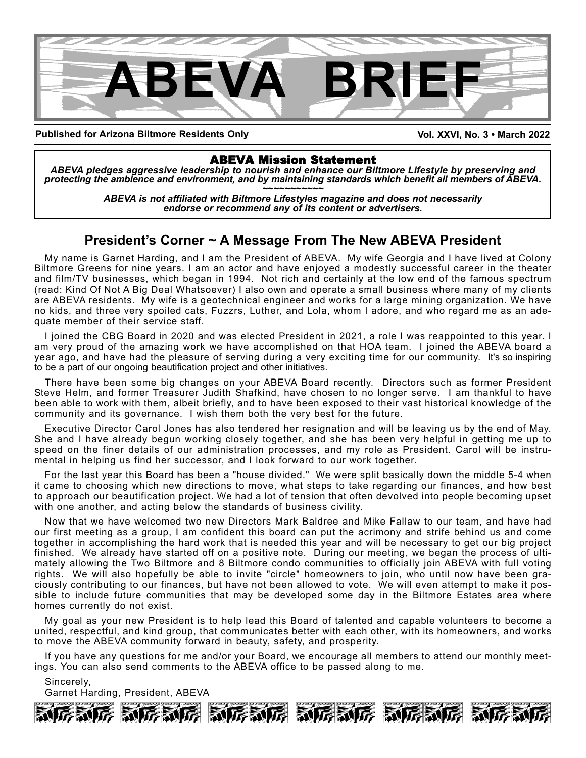# ABEVA BRIEF

**Published for Arizona Biltmore Residents Only** **Vol. XXVI, No. 3 • March 2022**

## ABEVA Mission Statement

***ABEVA pledges aggressive leadership to nourish and enhance our Biltmore Lifestyle by preserving and protecting the ambience and environment, and by maintaining standards which benefit all members of ABEVA.***

~~~~~~~~~~~

***ABEVA is not affiliated with Biltmore Lifestyles magazine and does not necessarily endorse or recommend any of its content or advertisers.***

## President's Corner ~ A Message From The New ABEVA President

My name is Garnet Harding, and I am the President of ABEVA. My wife Georgia and I have lived at Colony Biltmore Greens for nine years. I am an actor and have enjoyed a modestly successful career in the theater and film/TV businesses, which began in 1994. Not rich and certainly at the low end of the famous spectrum (read: Kind Of Not A Big Deal Whatsoever) I also own and operate a small business where many of my clients are ABEVA residents. My wife is a geotechnical engineer and works for a large mining organization. We have no kids, and three very spoiled cats, Fuzzrs, Luther, and Lola, whom I adore, and who regard me as an adequate member of their service staff.

I joined the CBG Board in 2020 and was elected President in 2021, a role I was reappointed to this year. I am very proud of the amazing work we have accomplished on that HOA team. I joined the ABEVA board a year ago, and have had the pleasure of serving during a very exciting time for our community. It's so inspiring to be a part of our ongoing beautification project and other initiatives.

There have been some big changes on your ABEVA Board recently. Directors such as former President Steve Helm, and former Treasurer Judith Shafkind, have chosen to no longer serve. I am thankful to have been able to work with them, albeit briefly, and to have been exposed to their vast historical knowledge of the community and its governance. I wish them both the very best for the future.

Executive Director Carol Jones has also tendered her resignation and will be leaving us by the end of May. She and I have already begun working closely together, and she has been very helpful in getting me up to speed on the finer details of our administration processes, and my role as President. Carol will be instrumental in helping us find her successor, and I look forward to our work together.

For the last year this Board has been a "house divided." We were split basically down the middle 5-4 when it came to choosing which new directions to move, what steps to take regarding our finances, and how best to approach our beautification project. We had a lot of tension that often devolved into people becoming upset with one another, and acting below the standards of business civility.

Now that we have welcomed two new Directors Mark Baldree and Mike Fallaw to our team, and have had our first meeting as a group, I am confident this board can put the acrimony and strife behind us and come together in accomplishing the hard work that is needed this year and will be necessary to get our big project finished. We already have started off on a positive note. During our meeting, we began the process of ultimately allowing the Two Biltmore and 8 Biltmore condo communities to officially join ABEVA with full voting rights. We will also hopefully be able to invite "circle" homeowners to join, who until now have been graciously contributing to our finances, but have not been allowed to vote. We will even attempt to make it possible to include future communities that may be developed some day in the Biltmore Estates area where homes currently do not exist.

My goal as your new President is to help lead this Board of talented and capable volunteers to become a united, respectful, and kind group, that communicates better with each other, with its homeowners, and works to move the ABEVA community forward in beauty, safety, and prosperity.

If you have any questions for me and/or your Board, we encourage all members to attend our monthly meetings. You can also send comments to the ABEVA office to be passed along to me.

Sincerely,
Garnet Harding, President, ABEVA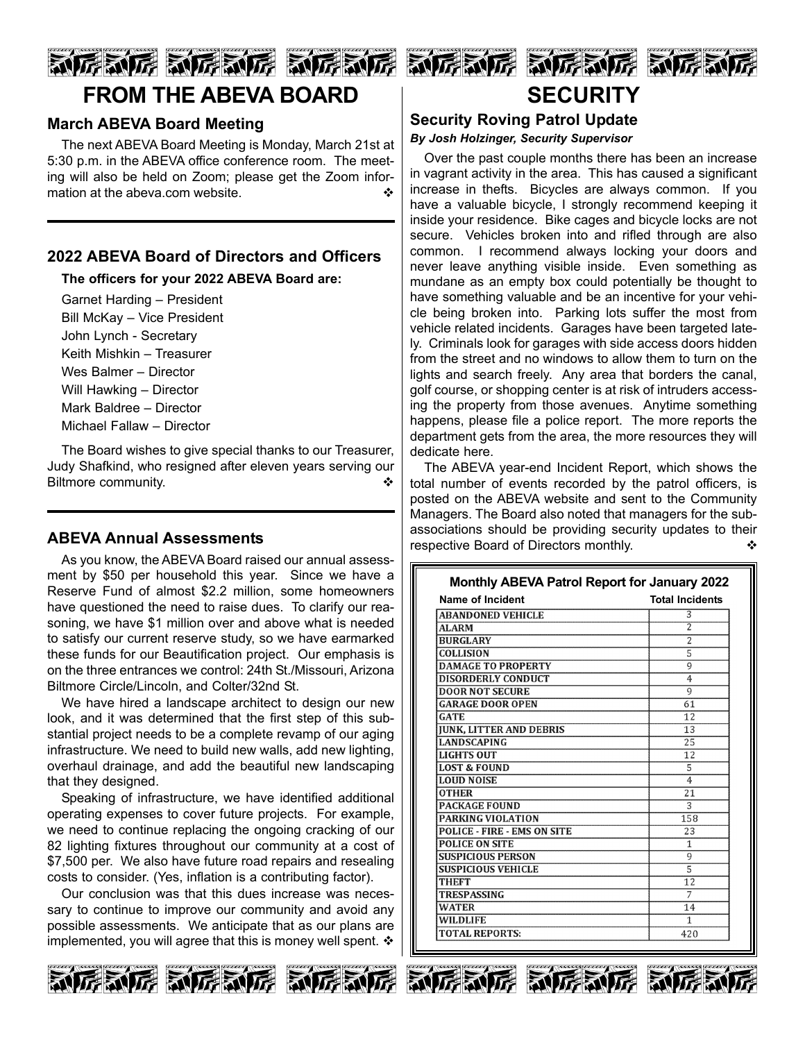# FROM THE ABEVA BOARD

## March ABEVA Board Meeting

The next ABEVA Board Meeting is Monday, March 21st at 5:30 p.m. in the ABEVA office conference room. The meeting will also be held on Zoom; please get the Zoom information at the abeva.com website. ❖

## 2022 ABEVA Board of Directors and Officers

**The officers for your 2022 ABEVA Board are:**

Garnet Harding – President
Bill McKay – Vice President
John Lynch - Secretary
Keith Mishkin – Treasurer
Wes Balmer – Director
Will Hawking – Director
Mark Baldree – Director
Michael Fallaw – Director

The Board wishes to give special thanks to our Treasurer, Judy Shafkind, who resigned after eleven years serving our Biltmore community. ❖

## ABEVA Annual Assessments

As you know, the ABEVA Board raised our annual assessment by $50 per household this year. Since we have a Reserve Fund of almost $2.2 million, some homeowners have questioned the need to raise dues. To clarify our reasoning, we have $1 million over and above what is needed to satisfy our current reserve study, so we have earmarked these funds for our Beautification project. Our emphasis is on the three entrances we control: 24th St./Missouri, Arizona Biltmore Circle/Lincoln, and Colter/32nd St.

We have hired a landscape architect to design our new look, and it was determined that the first step of this substantial project needs to be a complete revamp of our aging infrastructure. We need to build new walls, add new lighting, overhaul drainage, and add the beautiful new landscaping that they designed.

Speaking of infrastructure, we have identified additional operating expenses to cover future projects. For example, we need to continue replacing the ongoing cracking of our 82 lighting fixtures throughout our community at a cost of $7,500 per. We also have future road repairs and resealing costs to consider. (Yes, inflation is a contributing factor).

Our conclusion was that this dues increase was necessary to continue to improve our community and avoid any possible assessments. We anticipate that as our plans are implemented, you will agree that this is money well spent. ❖

# SECURITY

## Security Roving Patrol Update

***By Josh Holzinger, Security Supervisor***

Over the past couple months there has been an increase in vagrant activity in the area. This has caused a significant increase in thefts. Bicycles are always common. If you have a valuable bicycle, I strongly recommend keeping it inside your residence. Bike cages and bicycle locks are not secure. Vehicles broken into and rifled through are also common. I recommend always locking your doors and never leave anything visible inside. Even something as mundane as an empty box could potentially be thought to have something valuable and be an incentive for your vehicle being broken into. Parking lots suffer the most from vehicle related incidents. Garages have been targeted lately. Criminals look for garages with side access doors hidden from the street and no windows to allow them to turn on the lights and search freely. Any area that borders the canal, golf course, or shopping center is at risk of intruders accessing the property from those avenues. Anytime something happens, please file a police report. The more reports the department gets from the area, the more resources they will dedicate here.

The ABEVA year-end Incident Report, which shows the total number of events recorded by the patrol officers, is posted on the ABEVA website and sent to the Community Managers. The Board also noted that managers for the sub-associations should be providing security updates to their respective Board of Directors monthly. ❖

**Monthly ABEVA Patrol Report for January 2022**

| Name of Incident | Total Incidents |
|---|---|
| ABANDONED VEHICLE | 3 |
| ALARM | 2 |
| BURGLARY | 2 |
| COLLISION | 5 |
| DAMAGE TO PROPERTY | 9 |
| DISORDERLY CONDUCT | 4 |
| DOOR NOT SECURE | 9 |
| GARAGE DOOR OPEN | 61 |
| GATE | 12 |
| JUNK, LITTER AND DEBRIS | 13 |
| LANDSCAPING | 25 |
| LIGHTS OUT | 12 |
| LOST & FOUND | 5 |
| LOUD NOISE | 4 |
| OTHER | 21 |
| PACKAGE FOUND | 3 |
| PARKING VIOLATION | 158 |
| POLICE - FIRE - EMS ON SITE | 23 |
| POLICE ON SITE | 1 |
| SUSPICIOUS PERSON | 9 |
| SUSPICIOUS VEHICLE | 5 |
| THEFT | 12 |
| TRESPASSING | 7 |
| WATER | 14 |
| WILDLIFE | 1 |
| TOTAL REPORTS: | 420 |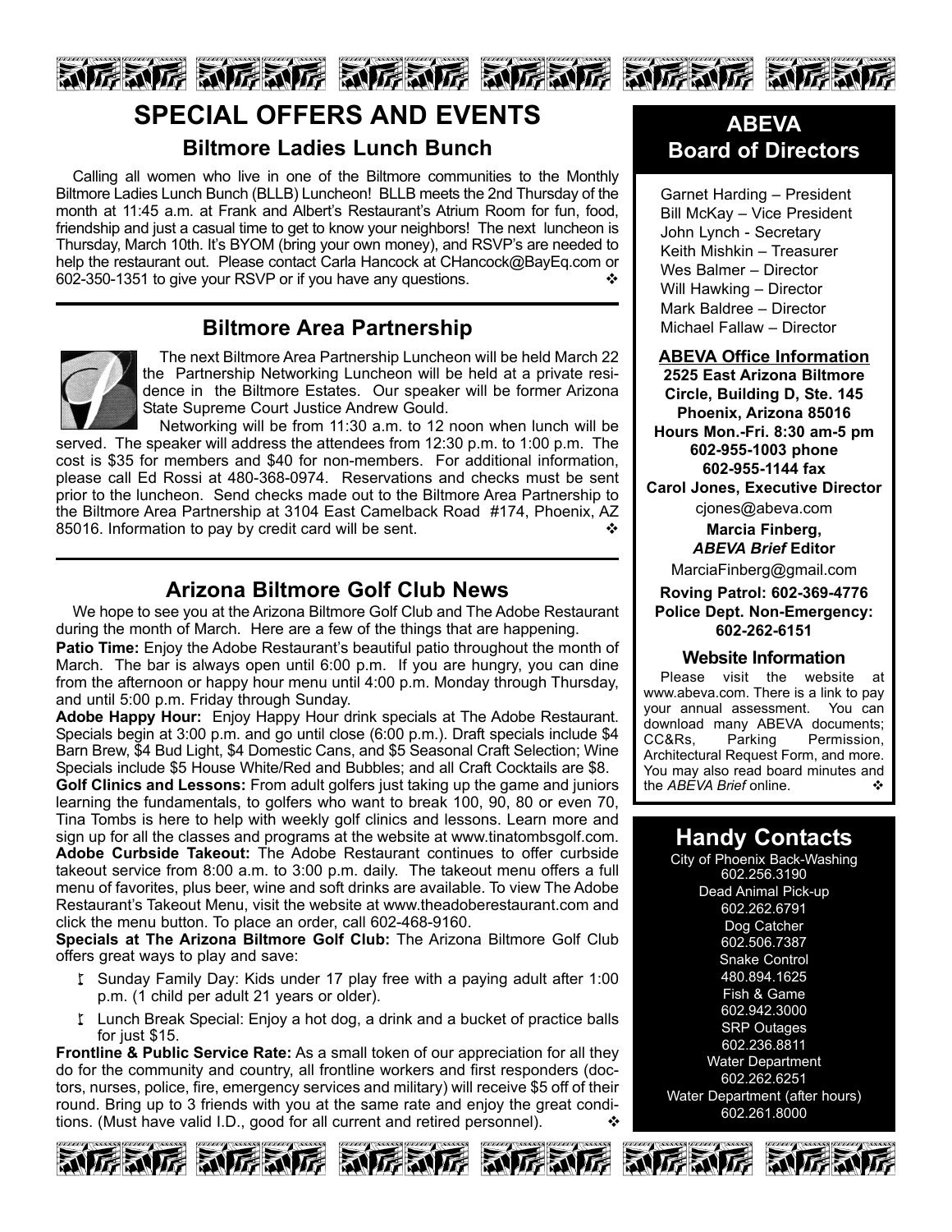# SPECIAL OFFERS AND EVENTS

## Biltmore Ladies Lunch Bunch

Calling all women who live in one of the Biltmore communities to the Monthly Biltmore Ladies Lunch Bunch (BLLB) Luncheon! BLLB meets the 2nd Thursday of the month at 11:45 a.m. at Frank and Albert's Restaurant's Atrium Room for fun, food, friendship and just a casual time to get to know your neighbors! The next luncheon is Thursday, March 10th. It's BYOM (bring your own money), and RSVP's are needed to help the restaurant out. Please contact Carla Hancock at CHancock@BayEq.com or 602-350-1351 to give your RSVP or if you have any questions. ❖

## Biltmore Area Partnership

The next Biltmore Area Partnership Luncheon will be held March 22 the Partnership Networking Luncheon will be held at a private residence in the Biltmore Estates. Our speaker will be former Arizona State Supreme Court Justice Andrew Gould.

Networking will be from 11:30 a.m. to 12 noon when lunch will be served. The speaker will address the attendees from 12:30 p.m. to 1:00 p.m. The cost is $35 for members and $40 for non-members. For additional information, please call Ed Rossi at 480-368-0974. Reservations and checks must be sent prior to the luncheon. Send checks made out to the Biltmore Area Partnership to the Biltmore Area Partnership at 3104 East Camelback Road #174, Phoenix, AZ 85016. Information to pay by credit card will be sent. ❖

## Arizona Biltmore Golf Club News

We hope to see you at the Arizona Biltmore Golf Club and The Adobe Restaurant during the month of March. Here are a few of the things that are happening.

**Patio Time:** Enjoy the Adobe Restaurant's beautiful patio throughout the month of March. The bar is always open until 6:00 p.m. If you are hungry, you can dine from the afternoon or happy hour menu until 4:00 p.m. Monday through Thursday, and until 5:00 p.m. Friday through Sunday.

**Adobe Happy Hour:** Enjoy Happy Hour drink specials at The Adobe Restaurant. Specials begin at 3:00 p.m. and go until close (6:00 p.m.). Draft specials include $4 Barn Brew, $4 Bud Light, $4 Domestic Cans, and $5 Seasonal Craft Selection; Wine Specials include $5 House White/Red and Bubbles; and all Craft Cocktails are $8.

**Golf Clinics and Lessons:** From adult golfers just taking up the game and juniors learning the fundamentals, to golfers who want to break 100, 90, 80 or even 70, Tina Tombs is here to help with weekly golf clinics and lessons. Learn more and sign up for all the classes and programs at the website at www.tinatombsgolf.com.

**Adobe Curbside Takeout:** The Adobe Restaurant continues to offer curbside takeout service from 8:00 a.m. to 3:00 p.m. daily. The takeout menu offers a full menu of favorites, plus beer, wine and soft drinks are available. To view The Adobe Restaurant's Takeout Menu, visit the website at www.theadoberestaurant.com and click the menu button. To place an order, call 602-468-9160.

**Specials at The Arizona Biltmore Golf Club:** The Arizona Biltmore Golf Club offers great ways to play and save:

- Sunday Family Day: Kids under 17 play free with a paying adult after 1:00 p.m. (1 child per adult 21 years or older).
- Lunch Break Special: Enjoy a hot dog, a drink and a bucket of practice balls for just $15.

**Frontline & Public Service Rate:** As a small token of our appreciation for all they do for the community and country, all frontline workers and first responders (doctors, nurses, police, fire, emergency services and military) will receive $5 off of their round. Bring up to 3 friends with you at the same rate and enjoy the great conditions. (Must have valid I.D., good for all current and retired personnel). ❖

## ABEVA Board of Directors

Garnet Harding – President
Bill McKay – Vice President
John Lynch - Secretary
Keith Mishkin – Treasurer
Wes Balmer – Director
Will Hawking – Director
Mark Baldree – Director
Michael Fallaw – Director

**ABEVA Office Information**

**2525 East Arizona Biltmore Circle, Building D, Ste. 145**
**Phoenix, Arizona 85016**
**Hours Mon.-Fri. 8:30 am-5 pm**
**602-955-1003 phone**
**602-955-1144 fax**
**Carol Jones, Executive Director**
cjones@abeva.com
**Marcia Finberg,**
***ABEVA Brief* Editor**
MarciaFinberg@gmail.com
**Roving Patrol: 602-369-4776**
**Police Dept. Non-Emergency: 602-262-6151**

### Website Information

Please visit the website at www.abeva.com. There is a link to pay your annual assessment. You can download many ABEVA documents; CC&Rs, Parking Permission, Architectural Request Form, and more. You may also read board minutes and the *ABEVA Brief* online. ❖

## Handy Contacts

City of Phoenix Back-Washing
602.256.3190
Dead Animal Pick-up
602.262.6791
Dog Catcher
602.506.7387
Snake Control
480.894.1625
Fish & Game
602.942.3000
SRP Outages
602.236.8811
Water Department
602.262.6251
Water Department (after hours)
602.261.8000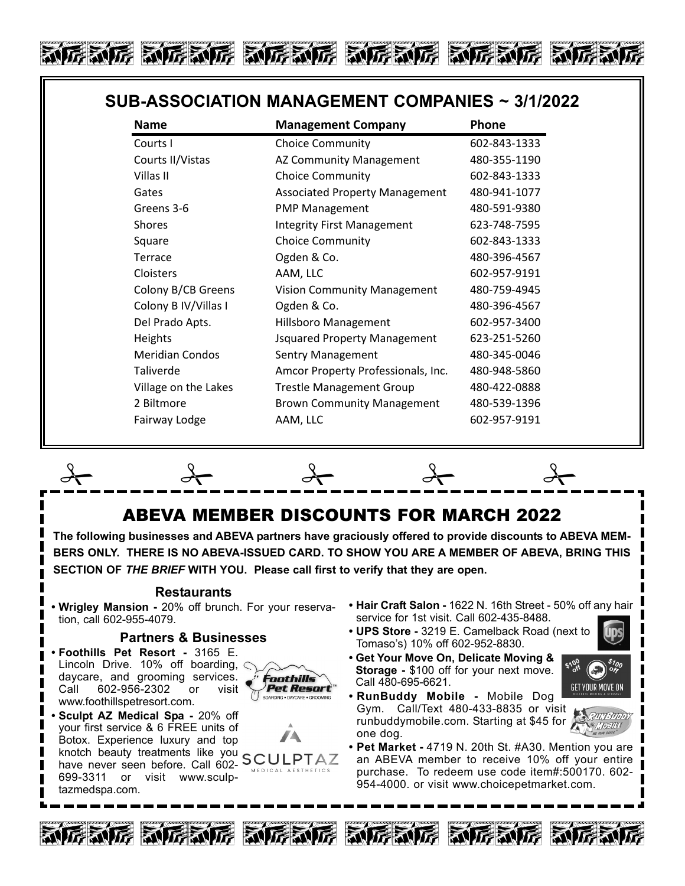## SUB-ASSOCIATION MANAGEMENT COMPANIES ~ 3/1/2022

| Name | Management Company | Phone |
|---|---|---|
| Courts I | Choice Community | 602-843-1333 |
| Courts II/Vistas | AZ Community Management | 480-355-1190 |
| Villas II | Choice Community | 602-843-1333 |
| Gates | Associated Property Management | 480-941-1077 |
| Greens 3-6 | PMP Management | 480-591-9380 |
| Shores | Integrity First Management | 623-748-7595 |
| Square | Choice Community | 602-843-1333 |
| Terrace | Ogden & Co. | 480-396-4567 |
| Cloisters | AAM, LLC | 602-957-9191 |
| Colony B/CB Greens | Vision Community Management | 480-759-4945 |
| Colony B IV/Villas I | Ogden & Co. | 480-396-4567 |
| Del Prado Apts. | Hillsboro Management | 602-957-3400 |
| Heights | Jsquared Property Management | 623-251-5260 |
| Meridian Condos | Sentry Management | 480-345-0046 |
| Taliverde | Amcor Property Professionals, Inc. | 480-948-5860 |
| Village on the Lakes | Trestle Management Group | 480-422-0888 |
| 2 Biltmore | Brown Community Management | 480-539-1396 |
| Fairway Lodge | AAM, LLC | 602-957-9191 |

## ABEVA MEMBER DISCOUNTS FOR MARCH 2022

**The following businesses and ABEVA partners have graciously offered to provide discounts to ABEVA MEMBERS ONLY. THERE IS NO ABEVA-ISSUED CARD. TO SHOW YOU ARE A MEMBER OF ABEVA, BRING THIS SECTION OF *THE BRIEF* WITH YOU. Please call first to verify that they are open.**

### Restaurants

- **Wrigley Mansion -** 20% off brunch. For your reservation, call 602-955-4079.

### Partners & Businesses

- **Foothills Pet Resort -** 3165 E. Lincoln Drive. 10% off boarding, daycare, and grooming services. Call 602-956-2302 or visit www.foothillspetresort.com.
- **Sculpt AZ Medical Spa -** 20% off your first service & 6 FREE units of Botox. Experience luxury and top knotch beauty treatments like you have never seen before. Call 602-699-3311 or visit www.sculptazmedspa.com.
- **Hair Craft Salon -** 1622 N. 16th Street - 50% off any hair service for 1st visit. Call 602-435-8488.
- **UPS Store -** 3219 E. Camelback Road (next to Tomaso's) 10% off 602-952-8830.
- **Get Your Move On, Delicate Moving & Storage -** $100 off for your next move. Call 480-695-6621.
- **RunBuddy Mobile -** Mobile Dog Gym. Call/Text 480-433-8835 or visit runbuddymobile.com. Starting at $45 for one dog.
- **Pet Market -** 4719 N. 20th St. #A30. Mention you are an ABEVA member to receive 10% off your entire purchase. To redeem use code item#:500170. 602-954-4000. or visit www.choicepetmarket.com.